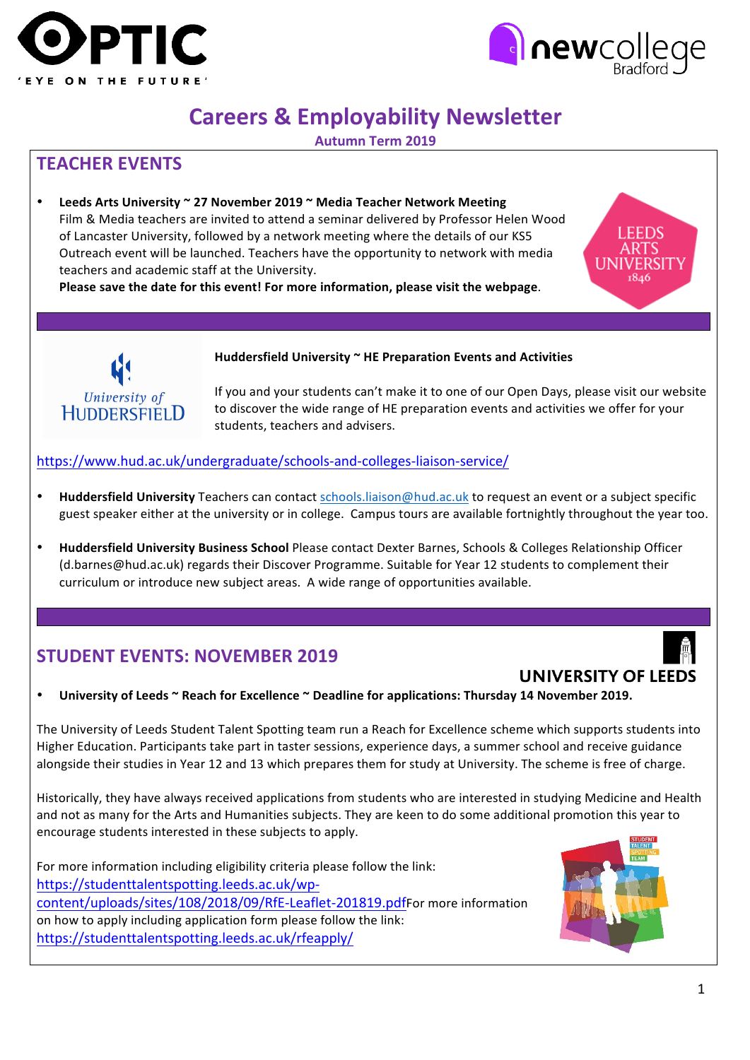# Careers & Employability Newsletter

**Autumn Term 2019**

## TEACHER EVENTS

- **Leeds Arts University ~ 27 November 2019 ~ Media Teacher Network Meeting**
  Film & Media teachers are invited to attend a seminar delivered by Professor Helen Wood of Lancaster University, followed by a network meeting where the details of our KS5 Outreach event will be launched. Teachers have the opportunity to network with media teachers and academic staff at the University.
  **Please save the date for this event! For more information, please visit the webpage**.

**Huddersfield University ~ HE Preparation Events and Activities**

If you and your students can't make it to one of our Open Days, please visit our website to discover the wide range of HE preparation events and activities we offer for your students, teachers and advisers.

https://www.hud.ac.uk/undergraduate/schools-and-colleges-liaison-service/

- **Huddersfield University** Teachers can contact schools.liaison@hud.ac.uk to request an event or a subject specific guest speaker either at the university or in college. Campus tours are available fortnightly throughout the year too.

- **Huddersfield University Business School** Please contact Dexter Barnes, Schools & Colleges Relationship Officer (d.barnes@hud.ac.uk) regards their Discover Programme. Suitable for Year 12 students to complement their curriculum or introduce new subject areas. A wide range of opportunities available.

## STUDENT EVENTS: NOVEMBER 2019

- **University of Leeds ~ Reach for Excellence ~ Deadline for applications: Thursday 14 November 2019.**

The University of Leeds Student Talent Spotting team run a Reach for Excellence scheme which supports students into Higher Education. Participants take part in taster sessions, experience days, a summer school and receive guidance alongside their studies in Year 12 and 13 which prepares them for study at University. The scheme is free of charge.

Historically, they have always received applications from students who are interested in studying Medicine and Health and not as many for the Arts and Humanities subjects. They are keen to do some additional promotion this year to encourage students interested in these subjects to apply.

For more information including eligibility criteria please follow the link: https://studenttalentspotting.leeds.ac.uk/wp-content/uploads/sites/108/2018/09/RfE-Leaflet-201819.pdf For more information on how to apply including application form please follow the link: https://studenttalentspotting.leeds.ac.uk/rfeapply/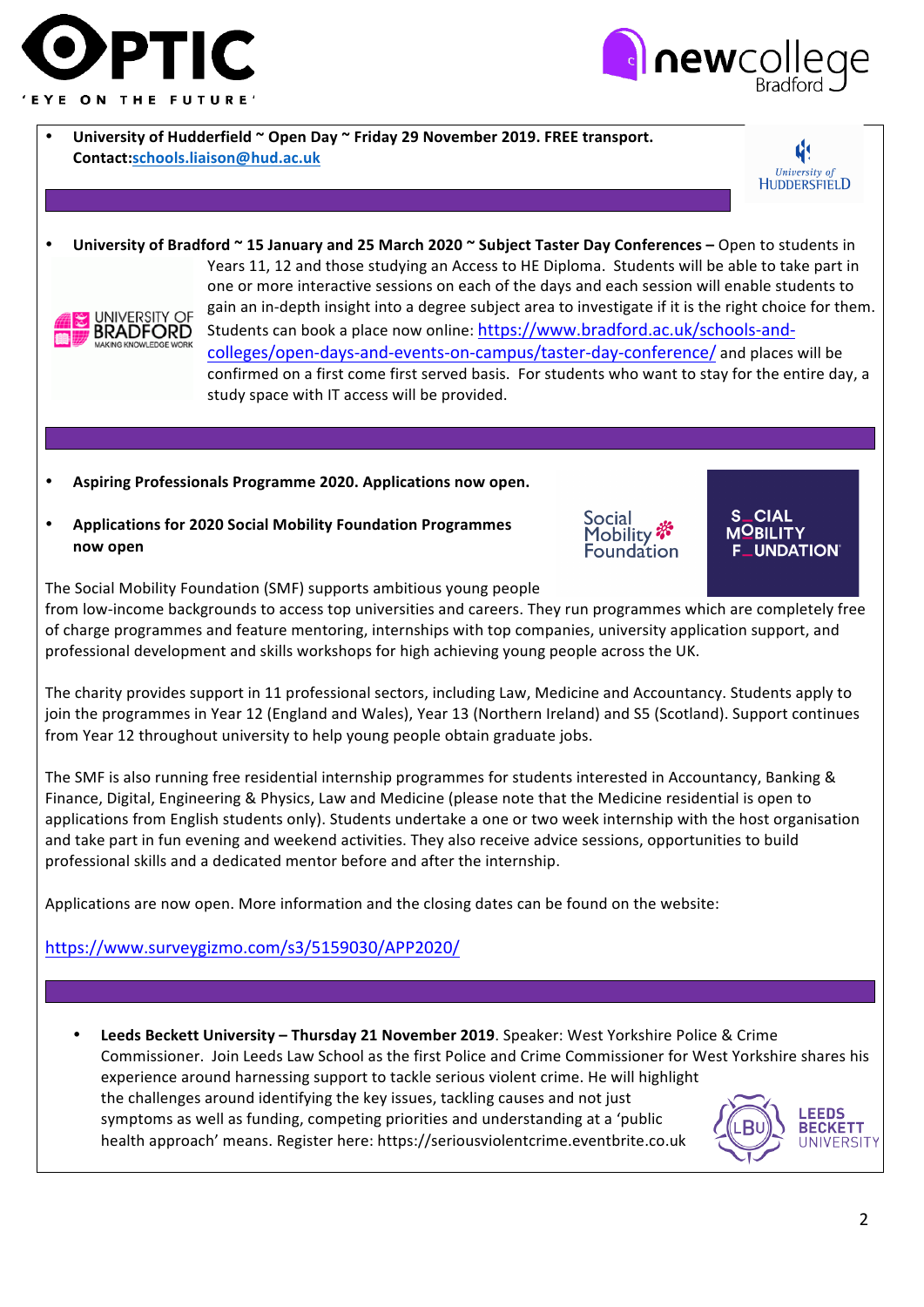- **University of Hudderfield ~ Open Day ~ Friday 29 November 2019. FREE transport. Contact:[schools.liaison@hud.ac.uk](mailto:schools.liaison@hud.ac.uk)**

---

- **University of Bradford ~ 15 January and 25 March 2020 ~ Subject Taster Day Conferences –** Open to students in Years 11, 12 and those studying an Access to HE Diploma. Students will be able to take part in one or more interactive sessions on each of the days and each session will enable students to gain an in-depth insight into a degree subject area to investigate if it is the right choice for them. Students can book a place now online: [https://www.bradford.ac.uk/schools-and-colleges/open-days-and-events-on-campus/taster-day-conference/](https://www.bradford.ac.uk/schools-and-colleges/open-days-and-events-on-campus/taster-day-conference/) and places will be confirmed on a first come first served basis. For students who want to stay for the entire day, a study space with IT access will be provided.

---

- **Aspiring Professionals Programme 2020. Applications now open.**
- **Applications for 2020 Social Mobility Foundation Programmes now open**

The Social Mobility Foundation (SMF) supports ambitious young people from low-income backgrounds to access top universities and careers. They run programmes which are completely free of charge programmes and feature mentoring, internships with top companies, university application support, and professional development and skills workshops for high achieving young people across the UK.

The charity provides support in 11 professional sectors, including Law, Medicine and Accountancy. Students apply to join the programmes in Year 12 (England and Wales), Year 13 (Northern Ireland) and S5 (Scotland). Support continues from Year 12 throughout university to help young people obtain graduate jobs.

The SMF is also running free residential internship programmes for students interested in Accountancy, Banking & Finance, Digital, Engineering & Physics, Law and Medicine (please note that the Medicine residential is open to applications from English students only). Students undertake a one or two week internship with the host organisation and take part in fun evening and weekend activities. They also receive advice sessions, opportunities to build professional skills and a dedicated mentor before and after the internship.

Applications are now open. More information and the closing dates can be found on the website:

[https://www.surveygizmo.com/s3/5159030/APP2020/](https://www.surveygizmo.com/s3/5159030/APP2020/)

---

- **Leeds Beckett University – Thursday 21 November 2019**. Speaker: West Yorkshire Police & Crime Commissioner. Join Leeds Law School as the first Police and Crime Commissioner for West Yorkshire shares his experience around harnessing support to tackle serious violent crime. He will highlight the challenges around identifying the key issues, tackling causes and not just symptoms as well as funding, competing priorities and understanding at a 'public health approach' means. Register here: https://seriousviolentcrime.eventbrite.co.uk